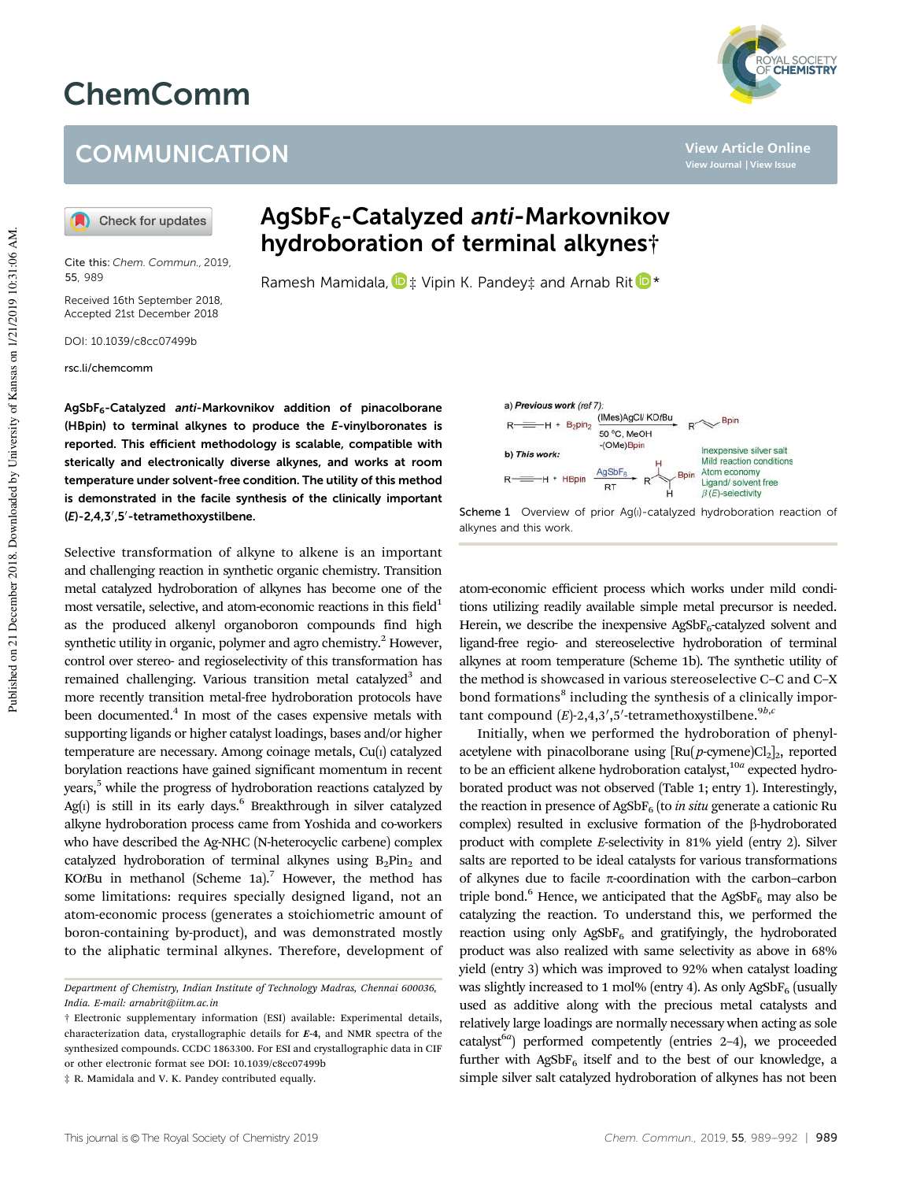# AgSbF$_6$-Catalyzed *anti*-Markovnikov hydroboration of terminal alkynes†

Ramesh Mamidala, ‡ Vipin K. Pandey‡ and Arnab Rit *

Cite this: *Chem. Commun.*, 2019, 55, 989

Received 16th September 2018, Accepted 21st December 2018

DOI: 10.1039/c8cc07499b

rsc.li/chemcomm

**AgSbF$_6$-Catalyzed *anti*-Markovnikov addition of pinacolborane (HBpin) to terminal alkynes to produce the *E*-vinylboronates is reported. This efficient methodology is scalable, compatible with sterically and electronically diverse alkynes, and works at room temperature under solvent-free condition. The utility of this method is demonstrated in the facile synthesis of the clinically important (*E*)-2,4,3′,5′-tetramethoxystilbene.**

Selective transformation of alkyne to alkene is an important and challenging reaction in synthetic organic chemistry. Transition metal catalyzed hydroboration of alkynes has become one of the most versatile, selective, and atom-economic reactions in this field[1] as the produced alkenyl organoboron compounds find high synthetic utility in organic, polymer and agro chemistry.[2] However, control over stereo- and regioselectivity of this transformation has remained challenging. Various transition metal catalyzed[3] and more recently transition metal-free hydroboration protocols have been documented.[4] In most of the cases expensive metals with supporting ligands or higher catalyst loadings, bases and/or higher temperature are necessary. Among coinage metals, Cu(I) catalyzed borylation reactions have gained significant momentum in recent years,[5] while the progress of hydroboration reactions catalyzed by Ag(I) is still in its early days.[6] Breakthrough in silver catalyzed alkyne hydroboration process came from Yoshida and co-workers who have described the Ag-NHC (N-heterocyclic carbene) complex catalyzed hydroboration of terminal alkynes using B$_2$Pin$_2$ and KO*t*Bu in methanol (Scheme 1a).[7] However, the method has some limitations: requires specially designed ligand, not an atom-economic process (generates a stoichiometric amount of boron-containing by-product), and was demonstrated mostly to the aliphatic terminal alkynes. Therefore, development of

a) *Previous work* (ref 7): R—≡—H + B$_2$pin$_2$ →[(IMes)AgCl/ KO*t*Bu, 50 °C, MeOH, -(OMe)Bpin] R—CH=CH—Bpin

b) *This work:* R—≡—H + HBpin →[AgSbF$_6$, RT] R—CH=CH—Bpin (Inexpensive silver salt; Mild reaction conditions; Atom economy; Ligand/ solvent free; β(*E*)-selectivity)

Scheme 1 Overview of prior Ag(I)-catalyzed hydroboration reaction of alkynes and this work.

atom-economic efficient process which works under mild conditions utilizing readily available simple metal precursor is needed. Herein, we describe the inexpensive AgSbF$_6$-catalyzed solvent and ligand-free regio- and stereoselective hydroboration of terminal alkynes at room temperature (Scheme 1b). The synthetic utility of the method is showcased in various stereoselective C–C and C–X bond formations[8] including the synthesis of a clinically important compound (*E*)-2,4,3′,5′-tetramethoxystilbene.[9b,c]

Initially, when we performed the hydroboration of phenylacetylene with pinacolborane using [Ru(*p*-cymene)Cl$_2$]$_2$, reported to be an efficient alkene hydroboration catalyst,[10a] expected hydroborated product was not observed (Table 1; entry 1). Interestingly, the reaction in presence of AgSbF$_6$ (to *in situ* generate a cationic Ru complex) resulted in exclusive formation of the β-hydroborated product with complete *E*-selectivity in 81% yield (entry 2). Silver salts are reported to be ideal catalysts for various transformations of alkynes due to facile π-coordination with the carbon–carbon triple bond.[6] Hence, we anticipated that the AgSbF$_6$ may also be catalyzing the reaction. To understand this, we performed the reaction using only AgSbF$_6$ and gratifyingly, the hydroborated product was also realized with same selectivity as above in 68% yield (entry 3) which was improved to 92% when catalyst loading was slightly increased to 1 mol% (entry 4). As only AgSbF$_6$ (usually used as additive along with the precious metal catalysts and relatively large loadings are normally necessary when acting as sole catalyst[6a]) performed competently (entries 2–4), we proceeded further with AgSbF$_6$ itself and to the best of our knowledge, a simple silver salt catalyzed hydroboration of alkynes has not been

Department of Chemistry, Indian Institute of Technology Madras, Chennai 600036, India. E-mail: arnabrit@iitm.ac.in

† Electronic supplementary information (ESI) available: Experimental details, characterization data, crystallographic details for ***E*-4**, and NMR spectra of the synthesized compounds. CCDC 1863300. For ESI and crystallographic data in CIF or other electronic format see DOI: 10.1039/c8cc07499b

‡ R. Mamidala and V. K. Pandey contributed equally.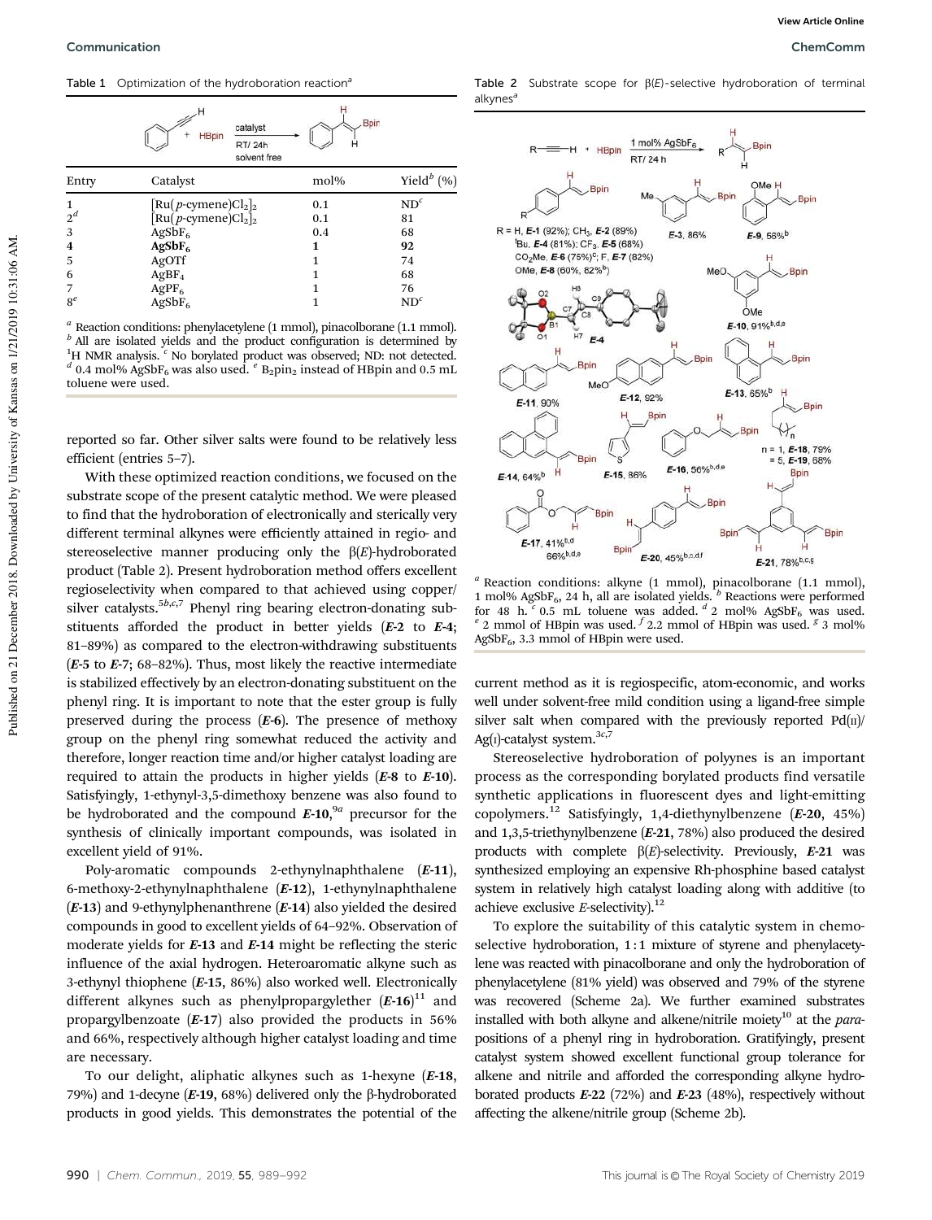Table 1 Optimization of the hydroboration reaction[a]

| Entry | Catalyst | mol% | Yield[b] (%) |
|---|---|---|---|
| 1 | $[Ru(p\text{-cymene})Cl_2]_2$ | 0.1 | ND[c] |
| 2[d] | $[Ru(p\text{-cymene})Cl_2]_2$ | 0.1 | 81 |
| 3 | $AgSbF_6$ | 0.4 | 68 |
| **4** | **$AgSbF_6$** | **1** | **92** |
| 5 | AgOTf | 1 | 74 |
| 6 | $AgBF_4$ | 1 | 68 |
| 7 | $AgPF_6$ | 1 | 76 |
| 8[e] | $AgSbF_6$ | 1 | ND[c] |

[a] Reaction conditions: phenylacetylene (1 mmol), pinacolborane (1.1 mmol). [b] All are isolated yields and the product configuration is determined by $^1H$ NMR analysis. [c] No borylated product was observed; ND: not detected. [d] 0.4 mol% $AgSbF_6$ was also used. [e] $B_2pin_2$ instead of HBpin and 0.5 mL toluene were used.

reported so far. Other silver salts were found to be relatively less efficient (entries 5–7).

With these optimized reaction conditions, we focused on the substrate scope of the present catalytic method. We were pleased to find that the hydroboration of electronically and sterically very different terminal alkynes were efficiently attained in regio- and stereoselective manner producing only the β(*E*)-hydroborated product (Table 2). Present hydroboration method offers excellent regioselectivity when compared to that achieved using copper/silver catalysts.[5b,c,7] Phenyl ring bearing electron-donating substituents afforded the product in better yields (***E*-2** to ***E*-4**; 81–89%) as compared to the electron-withdrawing substituents (***E*-5** to ***E*-7**; 68–82%). Thus, most likely the reactive intermediate is stabilized effectively by an electron-donating substituent on the phenyl ring. It is important to note that the ester group is fully preserved during the process (***E*-6**). The presence of methoxy group on the phenyl ring somewhat reduced the activity and therefore, longer reaction time and/or higher catalyst loading are required to attain the products in higher yields (***E*-8** to ***E*-10**). Satisfyingly, 1-ethynyl-3,5-dimethoxy benzene was also found to be hydroborated and the compound ***E*-10**,[9a] precursor for the synthesis of clinically important compounds, was isolated in excellent yield of 91%.

Poly-aromatic compounds 2-ethynylnaphthalene (***E*-11**), 6-methoxy-2-ethynylnaphthalene (***E*-12**), 1-ethynylnaphthalene (***E*-13**) and 9-ethynylphenanthrene (***E*-14**) also yielded the desired compounds in good to excellent yields of 64–92%. Observation of moderate yields for ***E*-13** and ***E*-14** might be reflecting the steric influence of the axial hydrogen. Heteroaromatic alkyne such as 3-ethynyl thiophene (***E*-15**, 86%) also worked well. Electronically different alkynes such as phenylpropargylether (***E*-16**)[11] and propargylbenzoate (***E*-17**) also provided the products in 56% and 66%, respectively although higher catalyst loading and time are necessary.

To our delight, aliphatic alkynes such as 1-hexyne (***E*-18**, 79%) and 1-decyne (***E*-19**, 68%) delivered only the β-hydroborated products in good yields. This demonstrates the potential of the

Table 2 Substrate scope for β(*E*)-selective hydroboration of terminal alkynes[a]

R–C≡C–H + HBpin → (1 mol% $AgSbF_6$, RT/ 24 h) → R–CH=CH–Bpin

R = H, ***E*-1** (92%); $CH_3$, ***E*-2** (89%); $^t$Bu, ***E*-4** (81%); $CF_3$, ***E*-5** (68%); $CO_2Me$, ***E*-6** (75%)[c]; F, ***E*-7** (82%); OMe, ***E*-8** (60%, 82%[b])

***E*-3**, 86%; ***E*-9**, 56%[b]; ***E*-10**, 91%[b,d,e]; ***E*-11**, 90%; ***E*-12**, 92%; ***E*-13**, 65%[b]; ***E*-14**, 64%[b]; ***E*-15**, 86%; ***E*-16**, 56%[b,d,e]; n = 1, ***E*-18**, 79%; = 5, ***E*-19**, 68%; ***E*-17**, 41%[b,d], 66%[b,d,e]; ***E*-20**, 45%[b,c,d,f]; ***E*-21**, 78%[b,c,g]

[a] Reaction conditions: alkyne (1 mmol), pinacolborane (1.1 mmol), 1 mol% $AgSbF_6$, 24 h, all are isolated yields. [b] Reactions were performed for 48 h. [c] 0.5 mL toluene was added. [d] 2 mol% $AgSbF_6$ was used. [e] 2 mmol of HBpin was used. [f] 2.2 mmol of HBpin was used. [g] 3 mol% $AgSbF_6$, 3.3 mmol of HBpin were used.

current method as it is regiospecific, atom-economic, and works well under solvent-free mild condition using a ligand-free simple silver salt when compared with the previously reported Pd(II)/Ag(I)-catalyst system.[3c,7]

Stereoselective hydroboration of polyynes is an important process as the corresponding borylated products find versatile synthetic applications in fluorescent dyes and light-emitting copolymers.[12] Satisfyingly, 1,4-diethynylbenzene (***E*-20**, 45%) and 1,3,5-triethynylbenzene (***E*-21**, 78%) also produced the desired products with complete β(*E*)-selectivity. Previously, ***E*-21** was synthesized employing an expensive Rh-phosphine based catalyst system in relatively high catalyst loading along with additive (to achieve exclusive *E*-selectivity).[12]

To explore the suitability of this catalytic system in chemoselective hydroboration, 1 : 1 mixture of styrene and phenylacetylene was reacted with pinacolborane and only the hydroboration of phenylacetylene (81% yield) was observed and 79% of the styrene was recovered (Scheme 2a). We further examined substrates installed with both alkyne and alkene/nitrile moiety[10] at the *para*-positions of a phenyl ring in hydroboration. Gratifyingly, present catalyst system showed excellent functional group tolerance for alkene and nitrile and afforded the corresponding alkyne hydroborated products ***E*-22** (72%) and ***E*-23** (48%), respectively without affecting the alkene/nitrile group (Scheme 2b).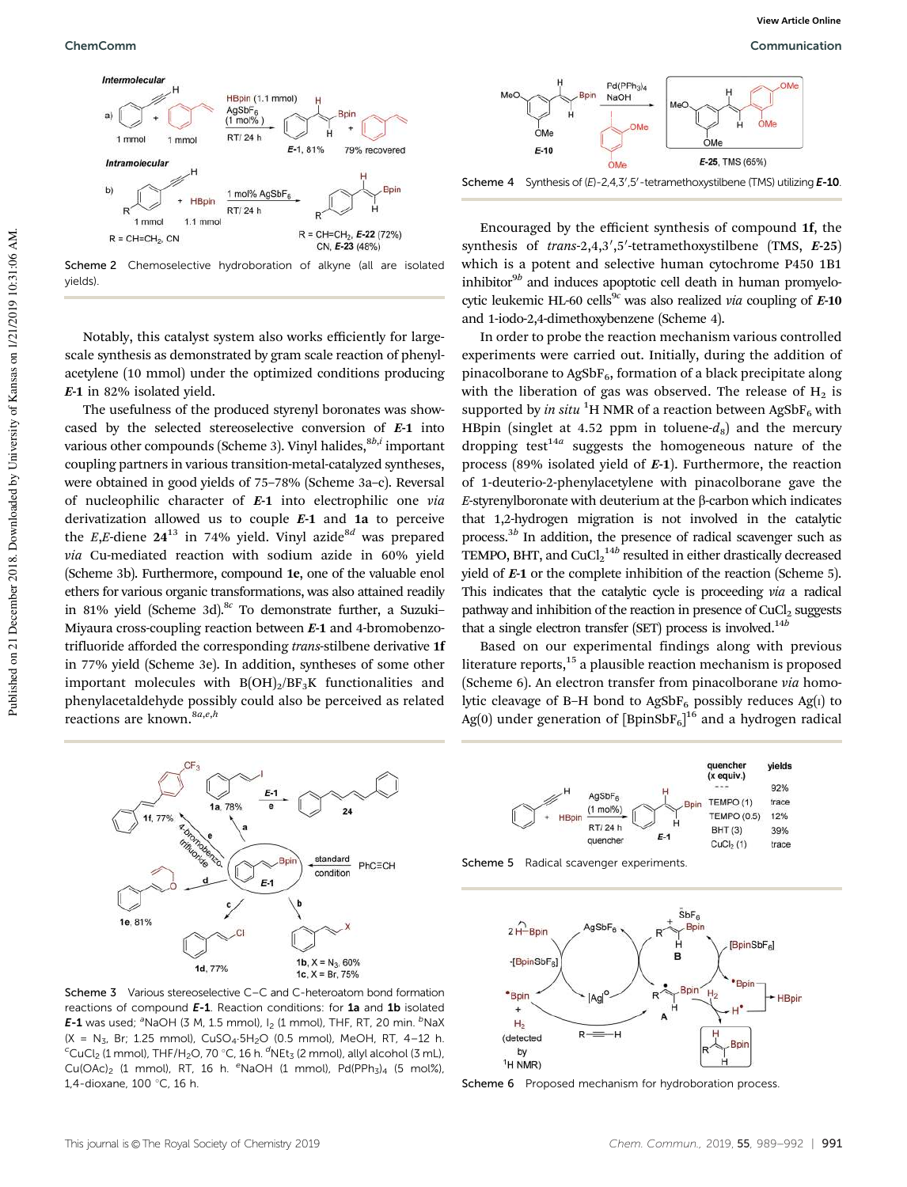Scheme 2 Chemoselective hydroboration of alkyne (all are isolated yields).

Notably, this catalyst system also works efficiently for large-scale synthesis as demonstrated by gram scale reaction of phenylacetylene (10 mmol) under the optimized conditions producing ***E*-1** in 82% isolated yield.

The usefulness of the produced styrenyl boronates was showcased by the selected stereoselective conversion of ***E*-1** into various other compounds (Scheme 3). Vinyl halides,[8b,i] important coupling partners in various transition-metal-catalyzed syntheses, were obtained in good yields of 75–78% (Scheme 3a–c). Reversal of nucleophilic character of ***E*-1** into electrophilic one *via* derivatization allowed us to couple ***E*-1** and **1a** to perceive the *E*,*E*-diene **24**[13] in 74% yield. Vinyl azide[8d] was prepared *via* Cu-mediated reaction with sodium azide in 60% yield (Scheme 3b). Furthermore, compound **1e**, one of the valuable enol ethers for various organic transformations, was also attained readily in 81% yield (Scheme 3d).[8c] To demonstrate further, a Suzuki–Miyaura cross-coupling reaction between ***E*-1** and 4-bromobenzotrifluoride afforded the corresponding *trans*-stilbene derivative **1f** in 77% yield (Scheme 3e). In addition, syntheses of some other important molecules with $B(OH)_2$/$BF_3K$ functionalities and phenylacetaldehyde possibly could also be perceived as related reactions are known.[8a,e,h]

Scheme 3 Various stereoselective C–C and C-heteroatom bond formation reactions of compound ***E*-1**. Reaction conditions: for **1a** and **1b** isolated ***E*-1** was used; [a]NaOH (3 M, 1.5 mmol), $I_2$ (1 mmol), THF, RT, 20 min. [b]NaX (X = $N_3$, Br; 1.25 mmol), $CuSO_4{\cdot}5H_2O$ (0.5 mmol), MeOH, RT, 4–12 h. [c]$CuCl_2$ (1 mmol), THF/$H_2O$, 70 °C, 16 h. [d]$NEt_3$ (2 mmol), allyl alcohol (3 mL), $Cu(OAc)_2$ (1 mmol), RT, 16 h. [e]NaOH (1 mmol), $Pd(PPh_3)_4$ (5 mol%), 1,4-dioxane, 100 °C, 16 h.

Scheme 4 Synthesis of (*E*)-2,4,3′,5′-tetramethoxystilbene (TMS) utilizing ***E*-10**.

Encouraged by the efficient synthesis of compound **1f**, the synthesis of *trans*-2,4,3′,5′-tetramethoxystilbene (TMS, ***E*-25**) which is a potent and selective human cytochrome P450 1B1 inhibitor[9b] and induces apoptotic cell death in human promyelocytic leukemic HL-60 cells[9c] was also realized *via* coupling of ***E*-10** and 1-iodo-2,4-dimethoxybenzene (Scheme 4).

In order to probe the reaction mechanism various controlled experiments were carried out. Initially, during the addition of pinacolborane to $AgSbF_6$, formation of a black precipitate along with the liberation of gas was observed. The release of $H_2$ is supported by *in situ* $^1H$ NMR of a reaction between $AgSbF_6$ with HBpin (singlet at 4.52 ppm in toluene-$d_8$) and the mercury dropping test[14a] suggests the homogeneous nature of the process (89% isolated yield of ***E*-1**). Furthermore, the reaction of 1-deuterio-2-phenylacetylene with pinacolborane gave the *E*-styrenylboronate with deuterium at the β-carbon which indicates that 1,2-hydrogen migration is not involved in the catalytic process.[3b] In addition, the presence of radical scavenger such as TEMPO, BHT, and $CuCl_2$[14b] resulted in either drastically decreased yield of ***E*-1** or the complete inhibition of the reaction (Scheme 5). This indicates that the catalytic cycle is proceeding *via* a radical pathway and inhibition of the reaction in presence of $CuCl_2$ suggests that a single electron transfer (SET) process is involved.[14b]

| quencher (x equiv.) | yields |
|---|---|
| --- | 92% |
| TEMPO (1) | trace |
| TEMPO (0.5) | 12% |
| BHT (3) | 39% |
| $CuCl_2$ (1) | trace |

Scheme 5 Radical scavenger experiments.

Scheme 6 Proposed mechanism for hydroboration process.

Based on our experimental findings along with previous literature reports,[15] a plausible reaction mechanism is proposed (Scheme 6). An electron transfer from pinacolborane *via* homolytic cleavage of B–H bond to $AgSbF_6$ possibly reduces Ag(I) to Ag(0) under generation of $[BpinSbF_6]$[16] and a hydrogen radical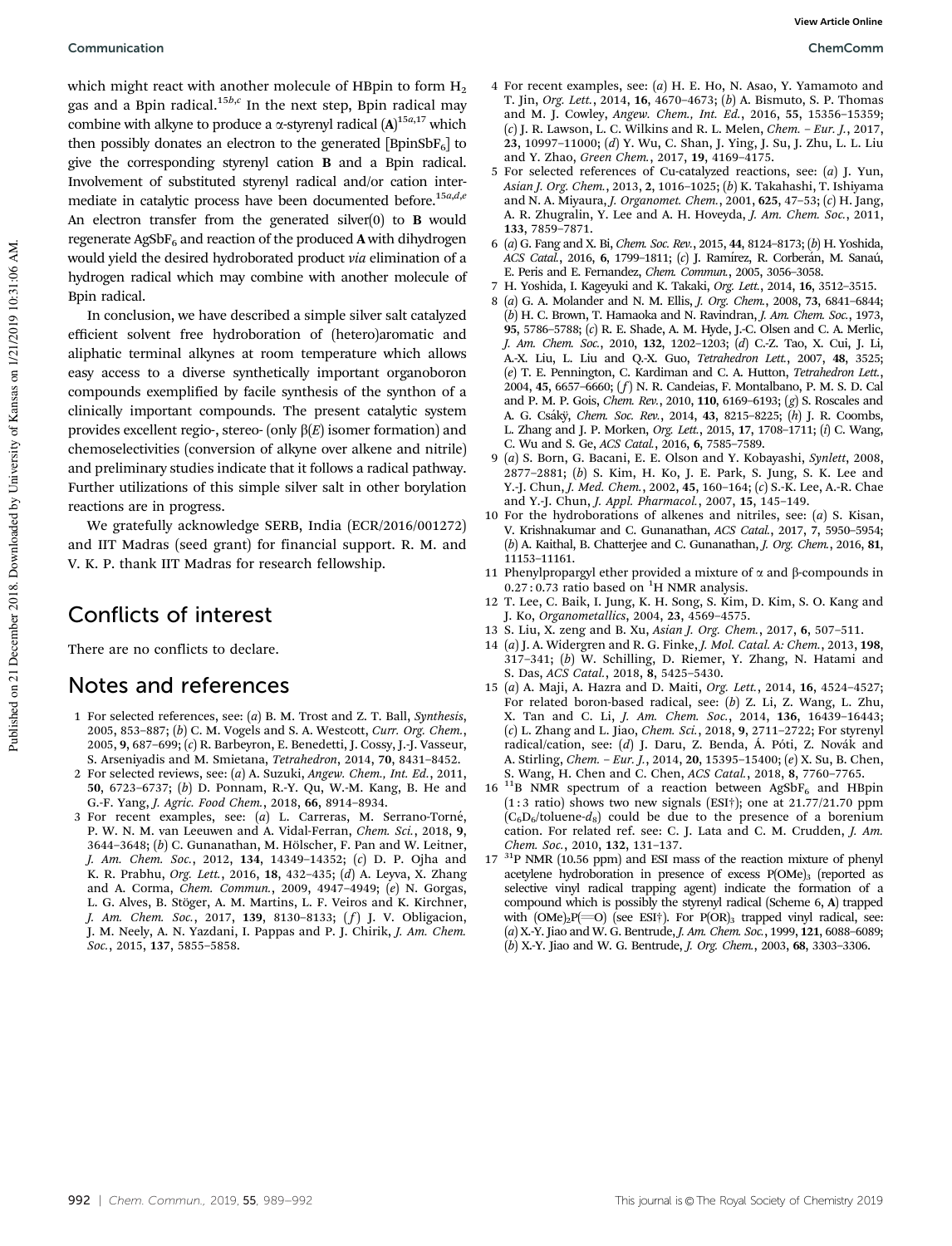which might react with another molecule of HBpin to form $H_2$ gas and a Bpin radical.[15b,c] In the next step, Bpin radical may combine with alkyne to produce a α-styrenyl radical (**A**)[15a,17] which then possibly donates an electron to the generated [BpinSbF$_6$] to give the corresponding styrenyl cation **B** and a Bpin radical. Involvement of substituted styrenyl radical and/or cation intermediate in catalytic process have been documented before.[15a,d,e] An electron transfer from the generated silver(0) to **B** would regenerate $AgSbF_6$ and reaction of the produced **A** with dihydrogen would yield the desired hydroborated product *via* elimination of a hydrogen radical which may combine with another molecule of Bpin radical.

In conclusion, we have described a simple silver salt catalyzed efficient solvent free hydroboration of (hetero)aromatic and aliphatic terminal alkynes at room temperature which allows easy access to a diverse synthetically important organoboron compounds exemplified by facile synthesis of the synthon of a clinically important compounds. The present catalytic system provides excellent regio-, stereo- (only β(*E*) isomer formation) and chemoselectivities (conversion of alkyne over alkene and nitrile) and preliminary studies indicate that it follows a radical pathway. Further utilizations of this simple silver salt in other borylation reactions are in progress.

We gratefully acknowledge SERB, India (ECR/2016/001272) and IIT Madras (seed grant) for financial support. R. M. and V. K. P. thank IIT Madras for research fellowship.

## Conflicts of interest

There are no conflicts to declare.

## Notes and references

1 For selected references, see: (*a*) B. M. Trost and Z. T. Ball, *Synthesis*, 2005, 853–887; (*b*) C. M. Vogels and S. A. Westcott, *Curr. Org. Chem.*, 2005, **9**, 687–699; (*c*) R. Barbeyron, E. Benedetti, J. Cossy, J.-J. Vasseur, S. Arseniyadis and M. Smietana, *Tetrahedron*, 2014, **70**, 8431–8452.

2 For selected reviews, see: (*a*) A. Suzuki, *Angew. Chem., Int. Ed.*, 2011, **50**, 6723–6737; (*b*) D. Ponnam, R.-Y. Qu, W.-M. Kang, B. He and G.-F. Yang, *J. Agric. Food Chem.*, 2018, **66**, 8914–8934.

3 For recent examples, see: (*a*) L. Carreras, M. Serrano-Torné, P. W. N. M. van Leeuwen and A. Vidal-Ferran, *Chem. Sci.*, 2018, **9**, 3644–3648; (*b*) C. Gunanathan, M. Hölscher, F. Pan and W. Leitner, *J. Am. Chem. Soc.*, 2012, **134**, 14349–14352; (*c*) D. P. Ojha and K. R. Prabhu, *Org. Lett.*, 2016, **18**, 432–435; (*d*) A. Leyva, X. Zhang and A. Corma, *Chem. Commun.*, 2009, 4947–4949; (*e*) N. Gorgas, L. G. Alves, B. Stöger, A. M. Martins, L. F. Veiros and K. Kirchner, *J. Am. Chem. Soc.*, 2017, **139**, 8130–8133; (*f*) J. V. Obligacion, J. M. Neely, A. N. Yazdani, I. Pappas and P. J. Chirik, *J. Am. Chem. Soc.*, 2015, **137**, 5855–5858.

4 For recent examples, see: (*a*) H. E. Ho, N. Asao, Y. Yamamoto and T. Jin, *Org. Lett.*, 2014, **16**, 4670–4673; (*b*) A. Bismuto, S. P. Thomas and M. J. Cowley, *Angew. Chem., Int. Ed.*, 2016, **55**, 15356–15359; (*c*) J. R. Lawson, L. C. Wilkins and R. L. Melen, *Chem. – Eur. J.*, 2017, **23**, 10997–11000; (*d*) Y. Wu, C. Shan, J. Ying, J. Su, J. Zhu, L. L. Liu and Y. Zhao, *Green Chem.*, 2017, **19**, 4169–4175.

5 For selected references of Cu-catalyzed reactions, see: (*a*) J. Yun, *Asian J. Org. Chem.*, 2013, **2**, 1016–1025; (*b*) K. Takahashi, T. Ishiyama and N. A. Miyaura, *J. Organomet. Chem.*, 2001, **625**, 47–53; (*c*) H. Jang, A. R. Zhugralin, Y. Lee and A. H. Hoveyda, *J. Am. Chem. Soc.*, 2011, **133**, 7859–7871.

6 (*a*) G. Fang and X. Bi, *Chem. Soc. Rev.*, 2015, **44**, 8124–8173; (*b*) H. Yoshida, *ACS Catal.*, 2016, **6**, 1799–1811; (*c*) J. Ramírez, R. Corberán, M. Sanaú, E. Peris and E. Fernandez, *Chem. Commun.*, 2005, 3056–3058.

7 H. Yoshida, I. Kageyuki and K. Takaki, *Org. Lett.*, 2014, **16**, 3512–3515.

8 (*a*) G. A. Molander and N. M. Ellis, *J. Org. Chem.*, 2008, **73**, 6841–6844; (*b*) H. C. Brown, T. Hamaoka and N. Ravindran, *J. Am. Chem. Soc.*, 1973, **95**, 5786–5788; (*c*) R. E. Shade, A. M. Hyde, J.-C. Olsen and C. A. Merlic, *J. Am. Chem. Soc.*, 2010, **132**, 1202–1203; (*d*) C.-Z. Tao, X. Cui, J. Li, A.-X. Liu, L. Liu and Q.-X. Guo, *Tetrahedron Lett.*, 2007, **48**, 3525; (*e*) T. E. Pennington, C. Kardiman and C. A. Hutton, *Tetrahedron Lett.*, 2004, **45**, 6657–6660; (*f*) N. R. Candeias, F. Montalbano, P. M. S. D. Cal and P. M. P. Gois, *Chem. Rev.*, 2010, **110**, 6169–6193; (*g*) S. Roscales and A. G. Csákÿ, *Chem. Soc. Rev.*, 2014, **43**, 8215–8225; (*h*) J. R. Coombs, L. Zhang and J. P. Morken, *Org. Lett.*, 2015, **17**, 1708–1711; (*i*) C. Wang, C. Wu and S. Ge, *ACS Catal.*, 2016, **6**, 7585–7589.

9 (*a*) S. Born, G. Bacani, E. E. Olson and Y. Kobayashi, *Synlett*, 2008, 2877–2881; (*b*) S. Kim, H. Ko, J. E. Park, S. Jung, S. K. Lee and Y.-J. Chun, *J. Med. Chem.*, 2002, **45**, 160–164; (*c*) S.-K. Lee, A.-R. Chae and Y.-J. Chun, *J. Appl. Pharmacol.*, 2007, **15**, 145–149.

10 For the hydroborations of alkenes and nitriles, see: (*a*) S. Kisan, V. Krishnakumar and C. Gunanathan, *ACS Catal.*, 2017, **7**, 5950–5954; (*b*) A. Kaithal, B. Chatterjee and C. Gunanathan, *J. Org. Chem.*, 2016, **81**, 11153–11161.

11 Phenylpropargyl ether provided a mixture of α and β-compounds in 0.27 : 0.73 ratio based on $^1$H NMR analysis.

12 T. Lee, C. Baik, I. Jung, K. H. Song, S. Kim, D. Kim, S. O. Kang and J. Ko, *Organometallics*, 2004, **23**, 4569–4575.

13 S. Liu, X. zeng and B. Xu, *Asian J. Org. Chem.*, 2017, **6**, 507–511.

14 (*a*) J. A. Widergren and R. G. Finke, *J. Mol. Catal. A: Chem.*, 2013, **198**, 317–341; (*b*) W. Schilling, D. Riemer, Y. Zhang, N. Hatami and S. Das, *ACS Catal.*, 2018, **8**, 5425–5430.

15 (*a*) A. Maji, A. Hazra and D. Maiti, *Org. Lett.*, 2014, **16**, 4524–4527; For related boron-based radical, see: (*b*) Z. Li, Z. Wang, L. Zhu, X. Tan and C. Li, *J. Am. Chem. Soc.*, 2014, **136**, 16439–16443; (*c*) L. Zhang and L. Jiao, *Chem. Sci.*, 2018, **9**, 2711–2722; For styrenyl radical/cation, see: (*d*) J. Daru, Z. Benda, Á. Póti, Z. Novák and A. Stirling, *Chem. – Eur. J.*, 2014, **20**, 15395–15400; (*e*) X. Su, B. Chen, S. Wang, H. Chen and C. Chen, *ACS Catal.*, 2018, **8**, 7760–7765.

16 $^{11}$B NMR spectrum of a reaction between $AgSbF_6$ and HBpin (1 : 3 ratio) shows two new signals (ESI†); one at 21.77/21.70 ppm ($C_6D_6$/toluene-$d_8$) could be due to the presence of a borenium cation. For related ref. see: C. J. Lata and C. M. Crudden, *J. Am. Chem. Soc.*, 2010, **132**, 131–137.

17 $^{31}$P NMR (10.56 ppm) and ESI mass of the reaction mixture of phenyl acetylene hydroboration in presence of excess $P(OMe)_3$ (reported as selective vinyl radical trapping agent) indicate the formation of a compound which is possibly the styrenyl radical (Scheme 6, **A**) trapped with $(OMe)_2P(=O)$ (see ESI†). For $P(OR)_3$ trapped vinyl radical, see: (*a*) X.-Y. Jiao and W. G. Bentrude, *J. Am. Chem. Soc.*, 1999, **121**, 6088–6089; (*b*) X.-Y. Jiao and W. G. Bentrude, *J. Org. Chem.*, 2003, **68**, 3303–3306.